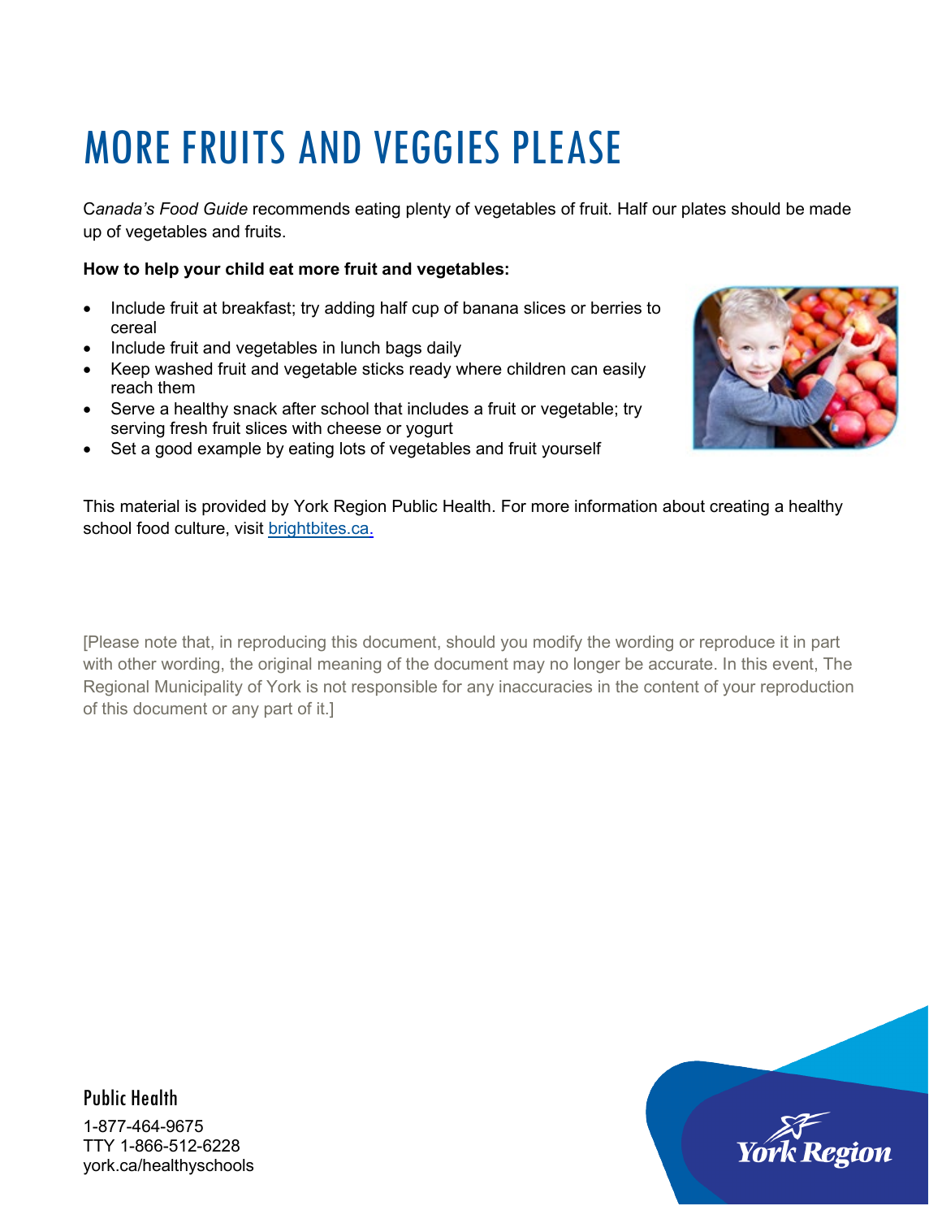# MORE FRUITS AND VEGGIES PLEASE

C*anada's Food Guide* recommends eating plenty of vegetables of fruit. Half our plates should be made up of vegetables and fruits.

**How to help your child eat more fruit and vegetables:**

- Include fruit at breakfast; try adding half cup of banana slices or berries to cereal
- Include fruit and vegetables in lunch bags daily
- Keep washed fruit and vegetable sticks ready where children can easily reach them
- Serve a healthy snack after school that includes a fruit or vegetable; try serving fresh fruit slices with cheese or yogurt
- Set a good example by eating lots of vegetables and fruit yourself

This material is provided by York Region Public Health. For more information about creating a healthy school food culture, visit brightbites.ca.

[Please note that, in reproducing this document, should you modify the wording or reproduce it in part with other wording, the original meaning of the document may no longer be accurate. In this event, The Regional Municipality of York is not responsible for any inaccuracies in the content of your reproduction of this document or any part of it.]

Public Health

1-877-464-9675
TTY 1-866-512-6228
york.ca/healthyschools

York Region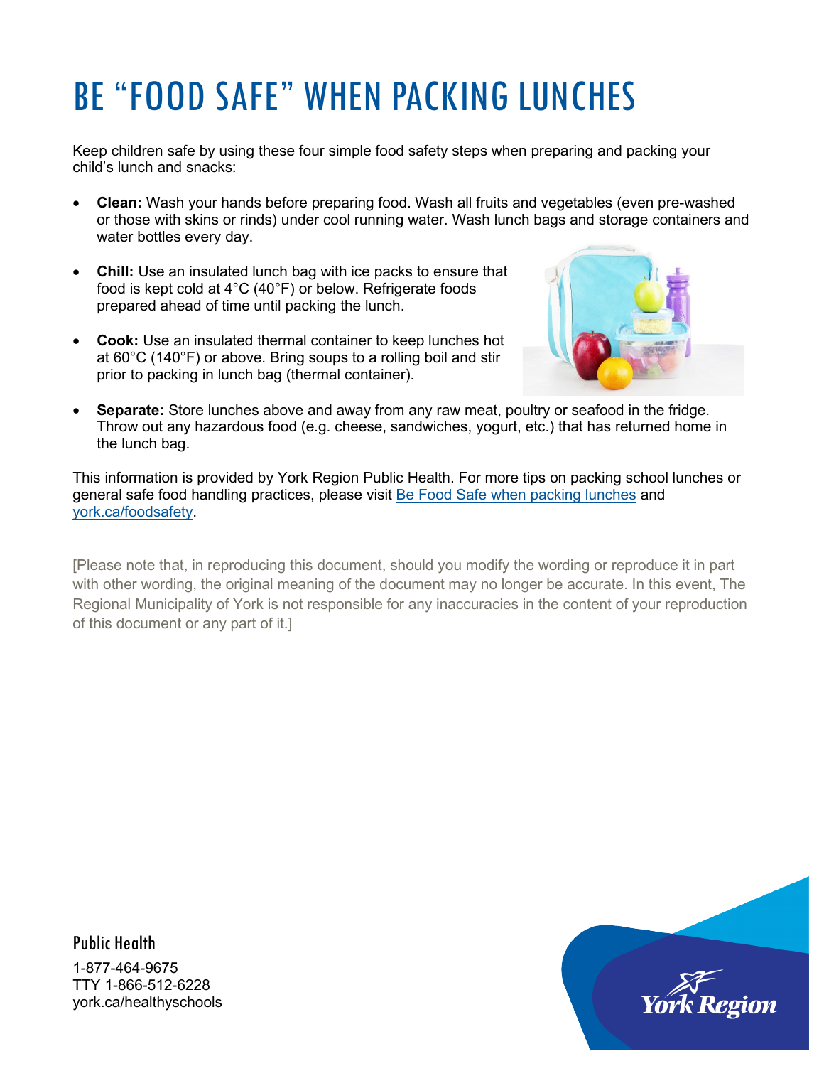# BE "FOOD SAFE" WHEN PACKING LUNCHES

Keep children safe by using these four simple food safety steps when preparing and packing your child's lunch and snacks:

- **Clean:** Wash your hands before preparing food. Wash all fruits and vegetables (even pre-washed or those with skins or rinds) under cool running water. Wash lunch bags and storage containers and water bottles every day.
- **Chill:** Use an insulated lunch bag with ice packs to ensure that food is kept cold at 4°C (40°F) or below. Refrigerate foods prepared ahead of time until packing the lunch.
- **Cook:** Use an insulated thermal container to keep lunches hot at 60°C (140°F) or above. Bring soups to a rolling boil and stir prior to packing in lunch bag (thermal container).
- **Separate:** Store lunches above and away from any raw meat, poultry or seafood in the fridge. Throw out any hazardous food (e.g. cheese, sandwiches, yogurt, etc.) that has returned home in the lunch bag.

This information is provided by York Region Public Health. For more tips on packing school lunches or general safe food handling practices, please visit [Be Food Safe when packing lunches](#) and [york.ca/foodsafety](#).

[Please note that, in reproducing this document, should you modify the wording or reproduce it in part with other wording, the original meaning of the document may no longer be accurate. In this event, The Regional Municipality of York is not responsible for any inaccuracies in the content of your reproduction of this document or any part of it.]

Public Health

1-877-464-9675
TTY 1-866-512-6228
york.ca/healthyschools

York Region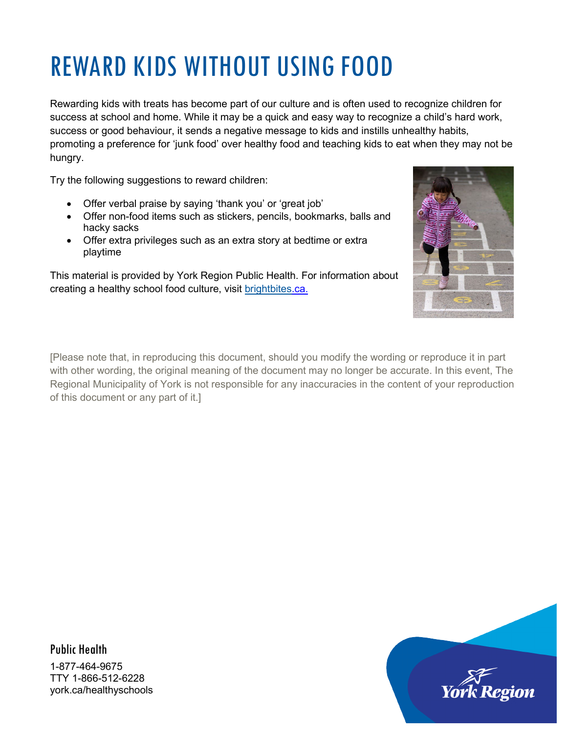# REWARD KIDS WITHOUT USING FOOD

Rewarding kids with treats has become part of our culture and is often used to recognize children for success at school and home. While it may be a quick and easy way to recognize a child's hard work, success or good behaviour, it sends a negative message to kids and instills unhealthy habits, promoting a preference for 'junk food' over healthy food and teaching kids to eat when they may not be hungry.

Try the following suggestions to reward children:

- Offer verbal praise by saying 'thank you' or 'great job'
- Offer non-food items such as stickers, pencils, bookmarks, balls and hacky sacks
- Offer extra privileges such as an extra story at bedtime or extra playtime

This material is provided by York Region Public Health. For information about creating a healthy school food culture, visit brightbites.ca.

[Please note that, in reproducing this document, should you modify the wording or reproduce it in part with other wording, the original meaning of the document may no longer be accurate. In this event, The Regional Municipality of York is not responsible for any inaccuracies in the content of your reproduction of this document or any part of it.]

Public Health

1-877-464-9675
TTY 1-866-512-6228
york.ca/healthyschools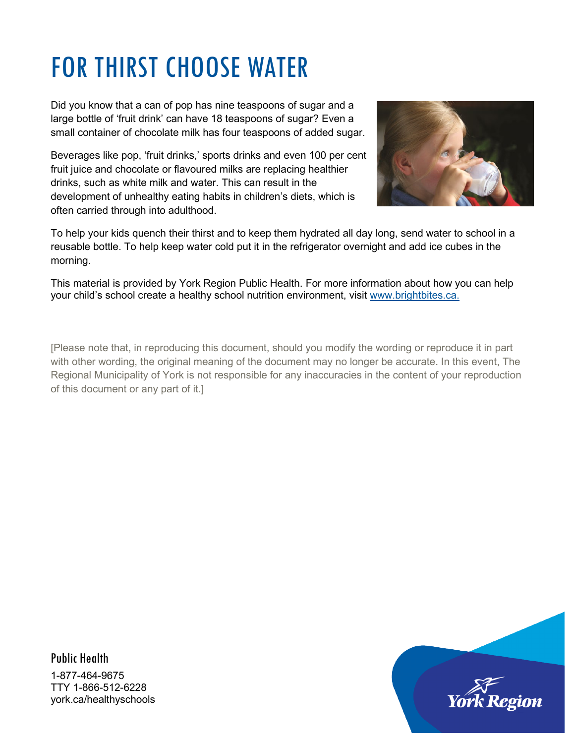# FOR THIRST CHOOSE WATER

Did you know that a can of pop has nine teaspoons of sugar and a large bottle of 'fruit drink' can have 18 teaspoons of sugar? Even a small container of chocolate milk has four teaspoons of added sugar.

Beverages like pop, 'fruit drinks,' sports drinks and even 100 per cent fruit juice and chocolate or flavoured milks are replacing healthier drinks, such as white milk and water. This can result in the development of unhealthy eating habits in children's diets, which is often carried through into adulthood.

To help your kids quench their thirst and to keep them hydrated all day long, send water to school in a reusable bottle. To help keep water cold put it in the refrigerator overnight and add ice cubes in the morning.

This material is provided by York Region Public Health. For more information about how you can help your child's school create a healthy school nutrition environment, visit www.brightbites.ca.

[Please note that, in reproducing this document, should you modify the wording or reproduce it in part with other wording, the original meaning of the document may no longer be accurate. In this event, The Regional Municipality of York is not responsible for any inaccuracies in the content of your reproduction of this document or any part of it.]

Public Health

1-877-464-9675
TTY 1-866-512-6228
york.ca/healthyschools

York Region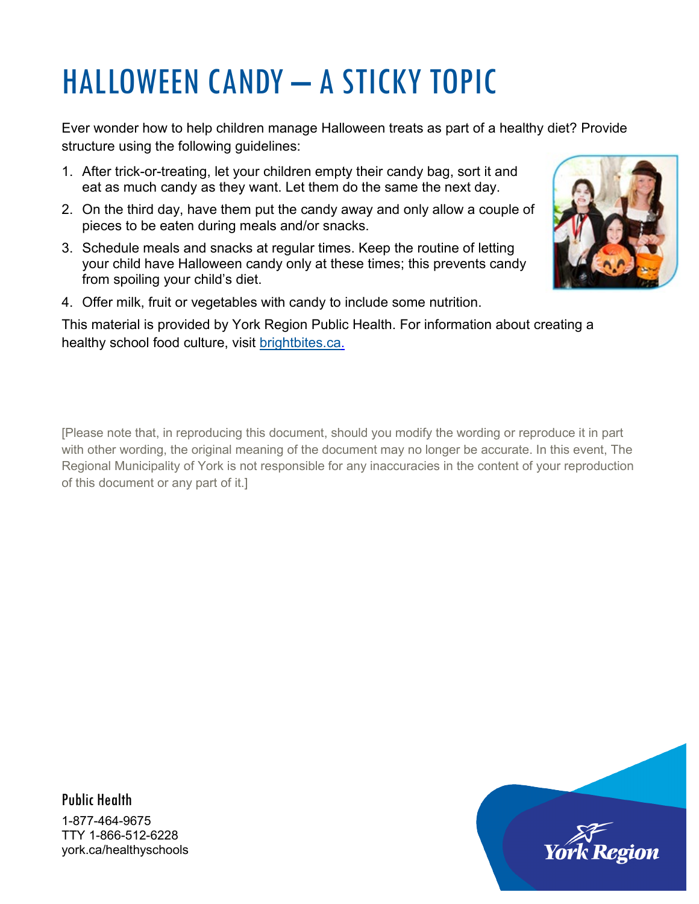# HALLOWEEN CANDY – A STICKY TOPIC

Ever wonder how to help children manage Halloween treats as part of a healthy diet? Provide structure using the following guidelines:

1. After trick-or-treating, let your children empty their candy bag, sort it and eat as much candy as they want. Let them do the same the next day.
2. On the third day, have them put the candy away and only allow a couple of pieces to be eaten during meals and/or snacks.
3. Schedule meals and snacks at regular times. Keep the routine of letting your child have Halloween candy only at these times; this prevents candy from spoiling your child's diet.
4. Offer milk, fruit or vegetables with candy to include some nutrition.

This material is provided by York Region Public Health. For information about creating a healthy school food culture, visit [brightbites.ca.](brightbites.ca)

[Please note that, in reproducing this document, should you modify the wording or reproduce it in part with other wording, the original meaning of the document may no longer be accurate. In this event, The Regional Municipality of York is not responsible for any inaccuracies in the content of your reproduction of this document or any part of it.]

Public Health

1-877-464-9675
TTY 1-866-512-6228
york.ca/healthyschools

York Region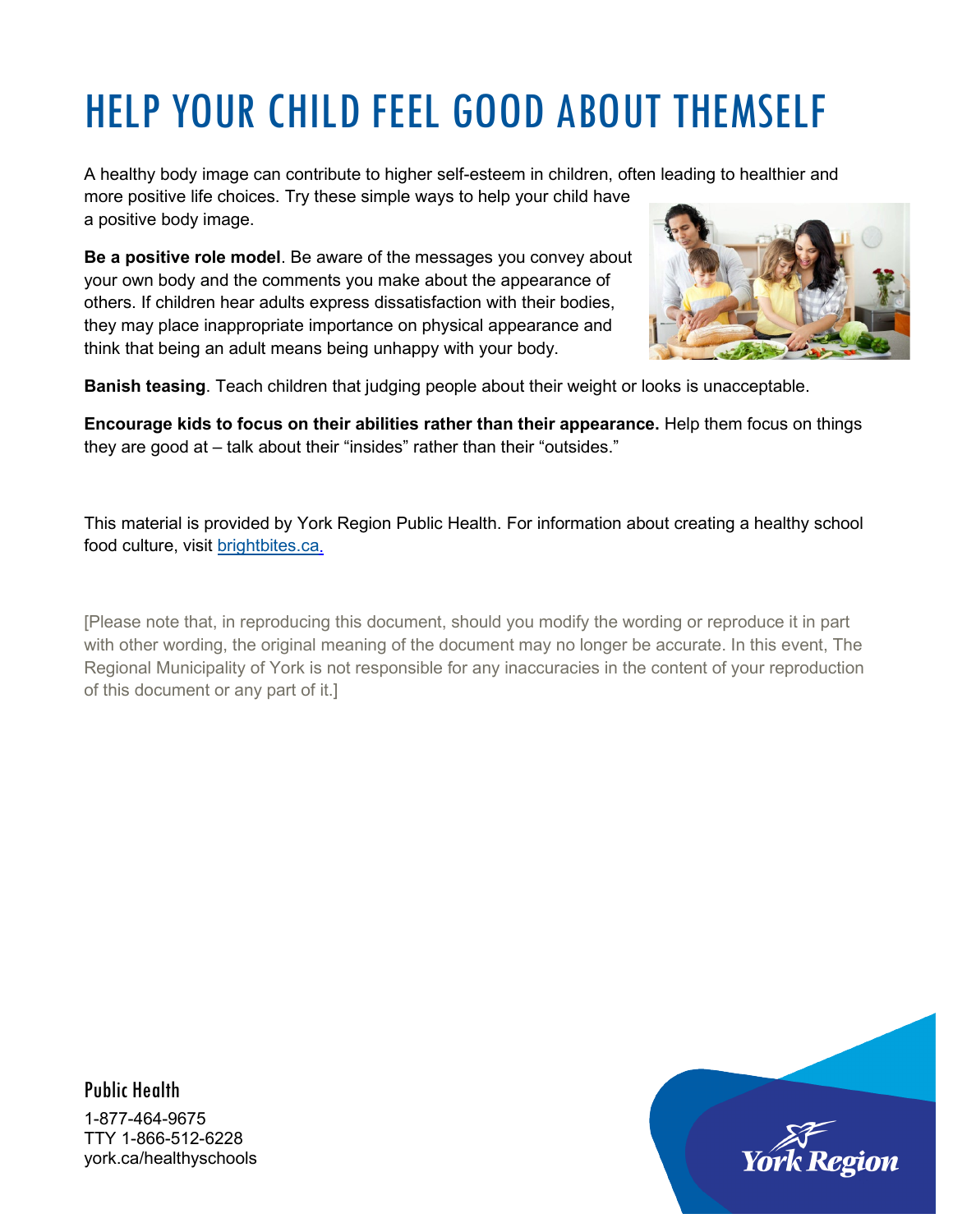# HELP YOUR CHILD FEEL GOOD ABOUT THEMSELF

A healthy body image can contribute to higher self-esteem in children, often leading to healthier and more positive life choices. Try these simple ways to help your child have a positive body image.

**Be a positive role model**. Be aware of the messages you convey about your own body and the comments you make about the appearance of others. If children hear adults express dissatisfaction with their bodies, they may place inappropriate importance on physical appearance and think that being an adult means being unhappy with your body.

**Banish teasing**. Teach children that judging people about their weight or looks is unacceptable.

**Encourage kids to focus on their abilities rather than their appearance.** Help them focus on things they are good at – talk about their "insides" rather than their "outsides."

This material is provided by York Region Public Health. For information about creating a healthy school food culture, visit brightbites.ca.

[Please note that, in reproducing this document, should you modify the wording or reproduce it in part with other wording, the original meaning of the document may no longer be accurate. In this event, The Regional Municipality of York is not responsible for any inaccuracies in the content of your reproduction of this document or any part of it.]

Public Health

1-877-464-9675
TTY 1-866-512-6228
york.ca/healthyschools

York Region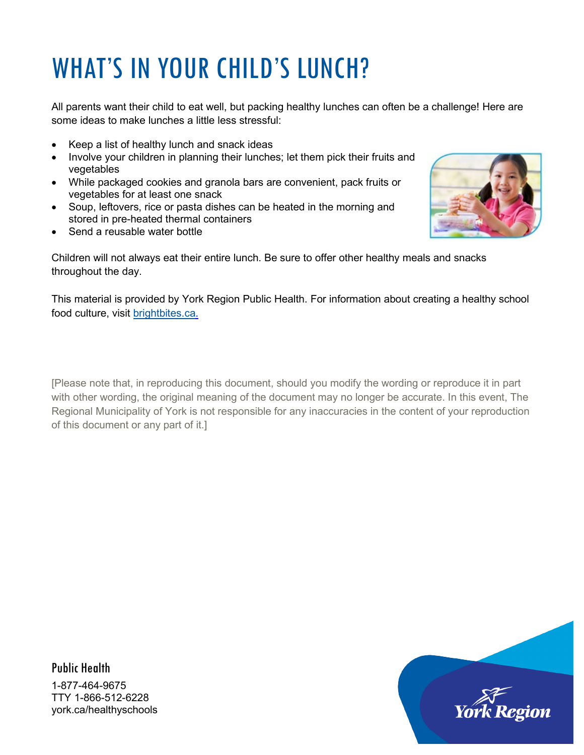# WHAT'S IN YOUR CHILD'S LUNCH?

All parents want their child to eat well, but packing healthy lunches can often be a challenge! Here are some ideas to make lunches a little less stressful:

- Keep a list of healthy lunch and snack ideas
- Involve your children in planning their lunches; let them pick their fruits and vegetables
- While packaged cookies and granola bars are convenient, pack fruits or vegetables for at least one snack
- Soup, leftovers, rice or pasta dishes can be heated in the morning and stored in pre-heated thermal containers
- Send a reusable water bottle

Children will not always eat their entire lunch. Be sure to offer other healthy meals and snacks throughout the day.

This material is provided by York Region Public Health. For information about creating a healthy school food culture, visit brightbites.ca.

[Please note that, in reproducing this document, should you modify the wording or reproduce it in part with other wording, the original meaning of the document may no longer be accurate. In this event, The Regional Municipality of York is not responsible for any inaccuracies in the content of your reproduction of this document or any part of it.]

Public Health

1-877-464-9675
TTY 1-866-512-6228
york.ca/healthyschools

York Region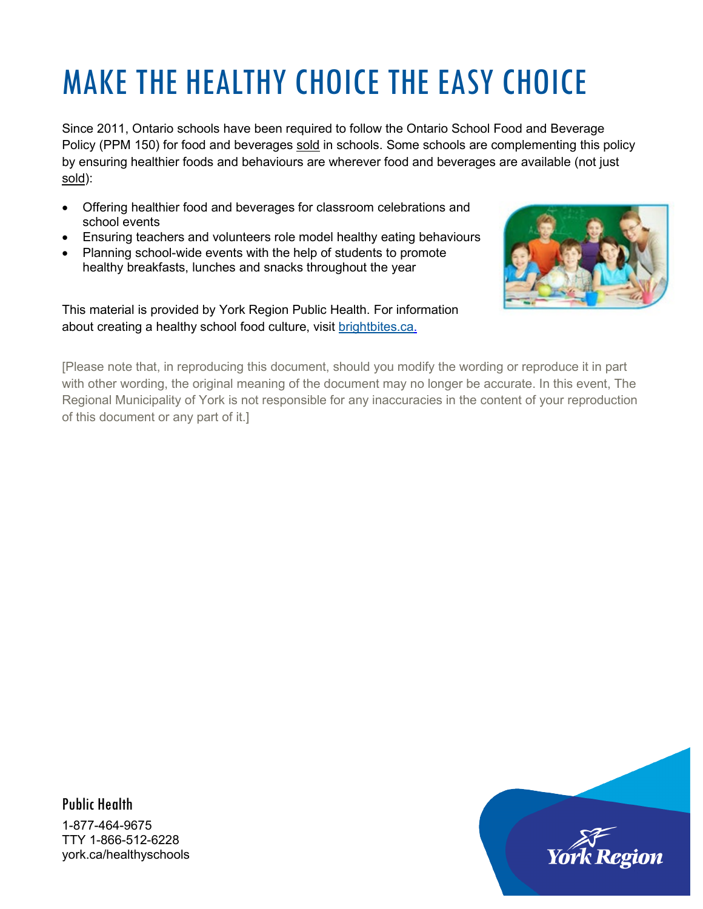# MAKE THE HEALTHY CHOICE THE EASY CHOICE

Since 2011, Ontario schools have been required to follow the Ontario School Food and Beverage Policy (PPM 150) for food and beverages sold in schools. Some schools are complementing this policy by ensuring healthier foods and behaviours are wherever food and beverages are available (not just sold):

- Offering healthier food and beverages for classroom celebrations and school events
- Ensuring teachers and volunteers role model healthy eating behaviours
- Planning school-wide events with the help of students to promote healthy breakfasts, lunches and snacks throughout the year

This material is provided by York Region Public Health. For information about creating a healthy school food culture, visit brightbites.ca.

[Please note that, in reproducing this document, should you modify the wording or reproduce it in part with other wording, the original meaning of the document may no longer be accurate. In this event, The Regional Municipality of York is not responsible for any inaccuracies in the content of your reproduction of this document or any part of it.]

Public Health

1-877-464-9675
TTY 1-866-512-6228
york.ca/healthyschools

York Region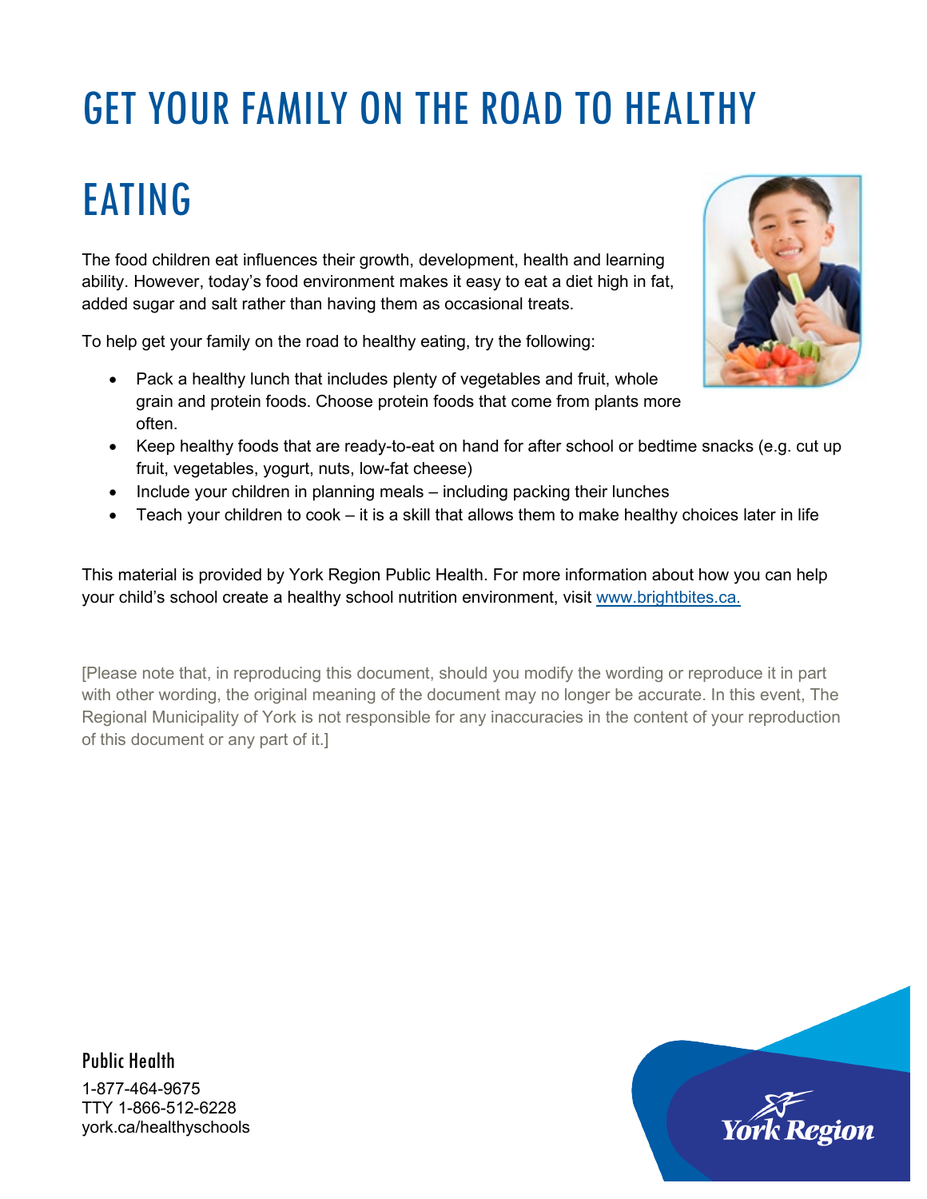# GET YOUR FAMILY ON THE ROAD TO HEALTHY EATING

The food children eat influences their growth, development, health and learning ability. However, today's food environment makes it easy to eat a diet high in fat, added sugar and salt rather than having them as occasional treats.

To help get your family on the road to healthy eating, try the following:

- Pack a healthy lunch that includes plenty of vegetables and fruit, whole grain and protein foods. Choose protein foods that come from plants more often.
- Keep healthy foods that are ready-to-eat on hand for after school or bedtime snacks (e.g. cut up fruit, vegetables, yogurt, nuts, low-fat cheese)
- Include your children in planning meals – including packing their lunches
- Teach your children to cook – it is a skill that allows them to make healthy choices later in life

This material is provided by York Region Public Health. For more information about how you can help your child's school create a healthy school nutrition environment, visit www.brightbites.ca.

[Please note that, in reproducing this document, should you modify the wording or reproduce it in part with other wording, the original meaning of the document may no longer be accurate. In this event, The Regional Municipality of York is not responsible for any inaccuracies in the content of your reproduction of this document or any part of it.]

Public Health

1-877-464-9675
TTY 1-866-512-6228
york.ca/healthyschools

York Region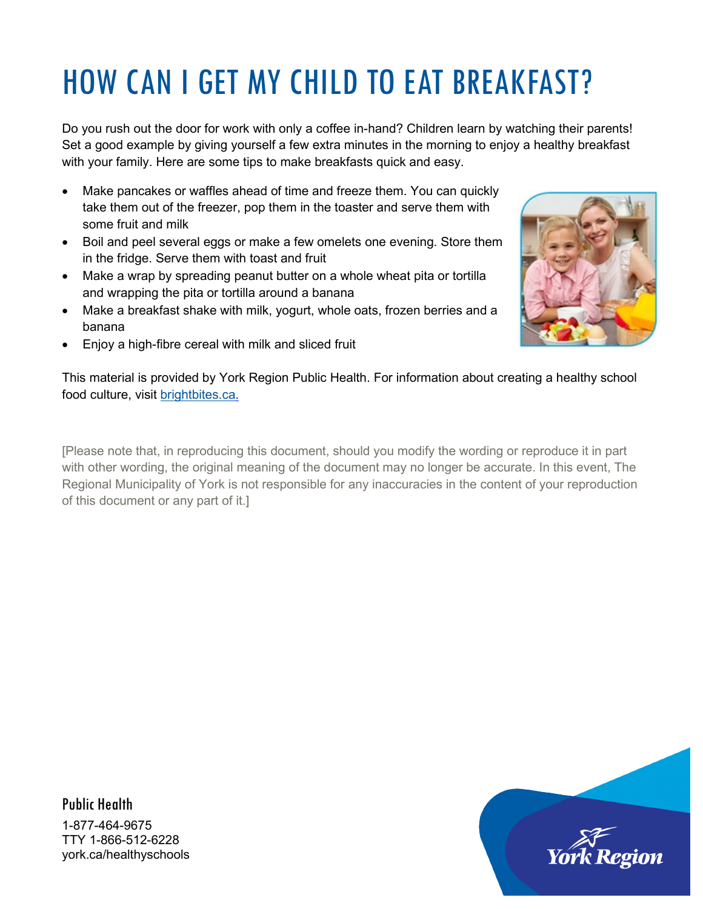# HOW CAN I GET MY CHILD TO EAT BREAKFAST?

Do you rush out the door for work with only a coffee in-hand? Children learn by watching their parents! Set a good example by giving yourself a few extra minutes in the morning to enjoy a healthy breakfast with your family. Here are some tips to make breakfasts quick and easy.

- Make pancakes or waffles ahead of time and freeze them. You can quickly take them out of the freezer, pop them in the toaster and serve them with some fruit and milk
- Boil and peel several eggs or make a few omelets one evening. Store them in the fridge. Serve them with toast and fruit
- Make a wrap by spreading peanut butter on a whole wheat pita or tortilla and wrapping the pita or tortilla around a banana
- Make a breakfast shake with milk, yogurt, whole oats, frozen berries and a banana
- Enjoy a high-fibre cereal with milk and sliced fruit

This material is provided by York Region Public Health. For information about creating a healthy school food culture, visit [brightbites.ca.](brightbites.ca)

[Please note that, in reproducing this document, should you modify the wording or reproduce it in part with other wording, the original meaning of the document may no longer be accurate. In this event, The Regional Municipality of York is not responsible for any inaccuracies in the content of your reproduction of this document or any part of it.]

Public Health

1-877-464-9675
TTY 1-866-512-6228
york.ca/healthyschools

York Region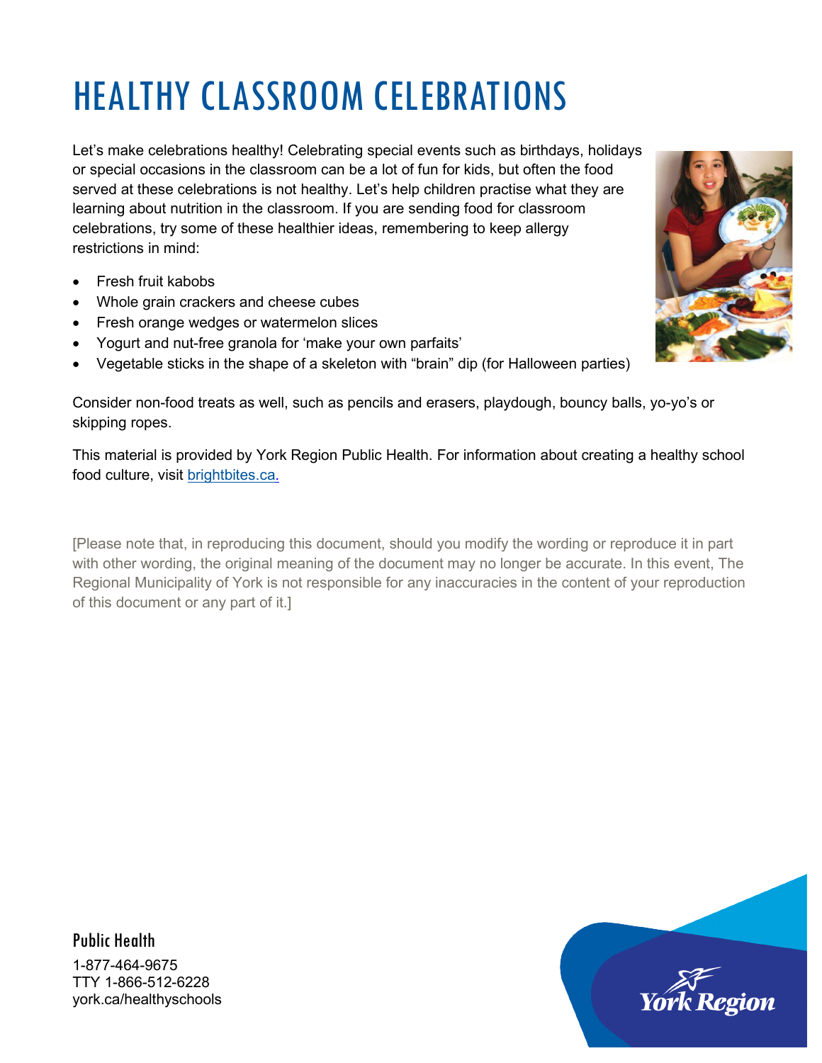# HEALTHY CLASSROOM CELEBRATIONS

Let's make celebrations healthy! Celebrating special events such as birthdays, holidays or special occasions in the classroom can be a lot of fun for kids, but often the food served at these celebrations is not healthy. Let's help children practise what they are learning about nutrition in the classroom. If you are sending food for classroom celebrations, try some of these healthier ideas, remembering to keep allergy restrictions in mind:

- Fresh fruit kabobs
- Whole grain crackers and cheese cubes
- Fresh orange wedges or watermelon slices
- Yogurt and nut-free granola for 'make your own parfaits'
- Vegetable sticks in the shape of a skeleton with "brain" dip (for Halloween parties)

Consider non-food treats as well, such as pencils and erasers, playdough, bouncy balls, yo-yo's or skipping ropes.

This material is provided by York Region Public Health. For information about creating a healthy school food culture, visit [brightbites.ca.](brightbites.ca)

[Please note that, in reproducing this document, should you modify the wording or reproduce it in part with other wording, the original meaning of the document may no longer be accurate. In this event, The Regional Municipality of York is not responsible for any inaccuracies in the content of your reproduction of this document or any part of it.]

Public Health

1-877-464-9675
TTY 1-866-512-6228
york.ca/healthyschools

York Region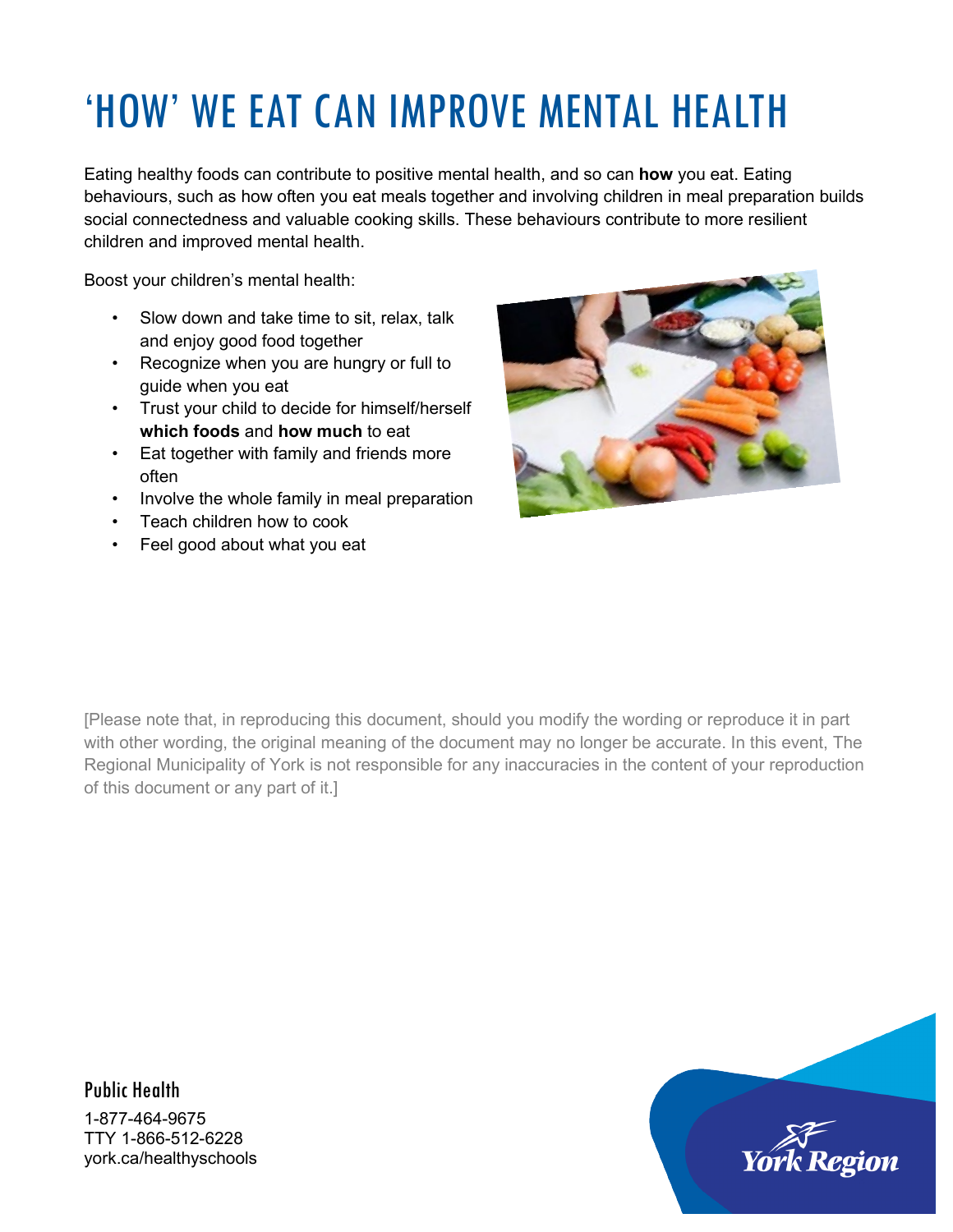# 'HOW' WE EAT CAN IMPROVE MENTAL HEALTH

Eating healthy foods can contribute to positive mental health, and so can **how** you eat. Eating behaviours, such as how often you eat meals together and involving children in meal preparation builds social connectedness and valuable cooking skills. These behaviours contribute to more resilient children and improved mental health.

Boost your children's mental health:

- Slow down and take time to sit, relax, talk and enjoy good food together
- Recognize when you are hungry or full to guide when you eat
- Trust your child to decide for himself/herself **which foods** and **how much** to eat
- Eat together with family and friends more often
- Involve the whole family in meal preparation
- Teach children how to cook
- Feel good about what you eat

[Please note that, in reproducing this document, should you modify the wording or reproduce it in part with other wording, the original meaning of the document may no longer be accurate. In this event, The Regional Municipality of York is not responsible for any inaccuracies in the content of your reproduction of this document or any part of it.]

Public Health

1-877-464-9675
TTY 1-866-512-6228
york.ca/healthyschools

York Region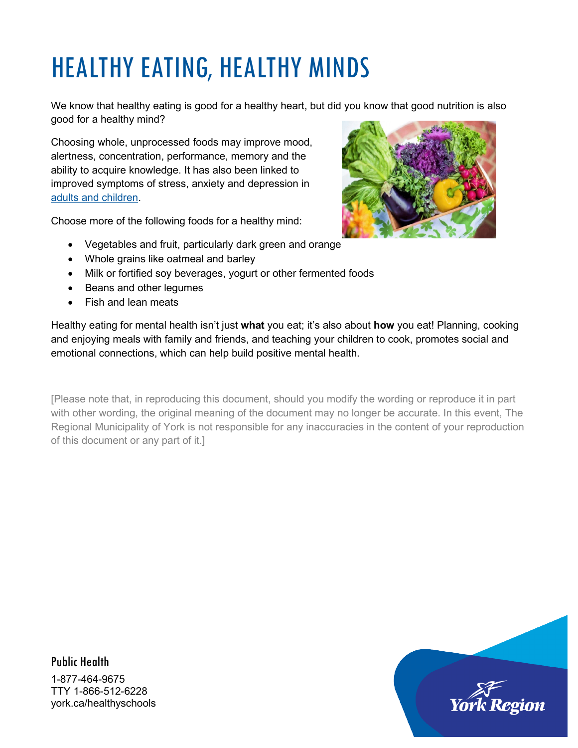# HEALTHY EATING, HEALTHY MINDS

We know that healthy eating is good for a healthy heart, but did you know that good nutrition is also good for a healthy mind?

Choosing whole, unprocessed foods may improve mood, alertness, concentration, performance, memory and the ability to acquire knowledge. It has also been linked to improved symptoms of stress, anxiety and depression in adults and children.

Choose more of the following foods for a healthy mind:

- Vegetables and fruit, particularly dark green and orange
- Whole grains like oatmeal and barley
- Milk or fortified soy beverages, yogurt or other fermented foods
- Beans and other legumes
- Fish and lean meats

Healthy eating for mental health isn't just **what** you eat; it's also about **how** you eat! Planning, cooking and enjoying meals with family and friends, and teaching your children to cook, promotes social and emotional connections, which can help build positive mental health.

[Please note that, in reproducing this document, should you modify the wording or reproduce it in part with other wording, the original meaning of the document may no longer be accurate. In this event, The Regional Municipality of York is not responsible for any inaccuracies in the content of your reproduction of this document or any part of it.]

Public Health
1-877-464-9675
TTY 1-866-512-6228
york.ca/healthyschools

York Region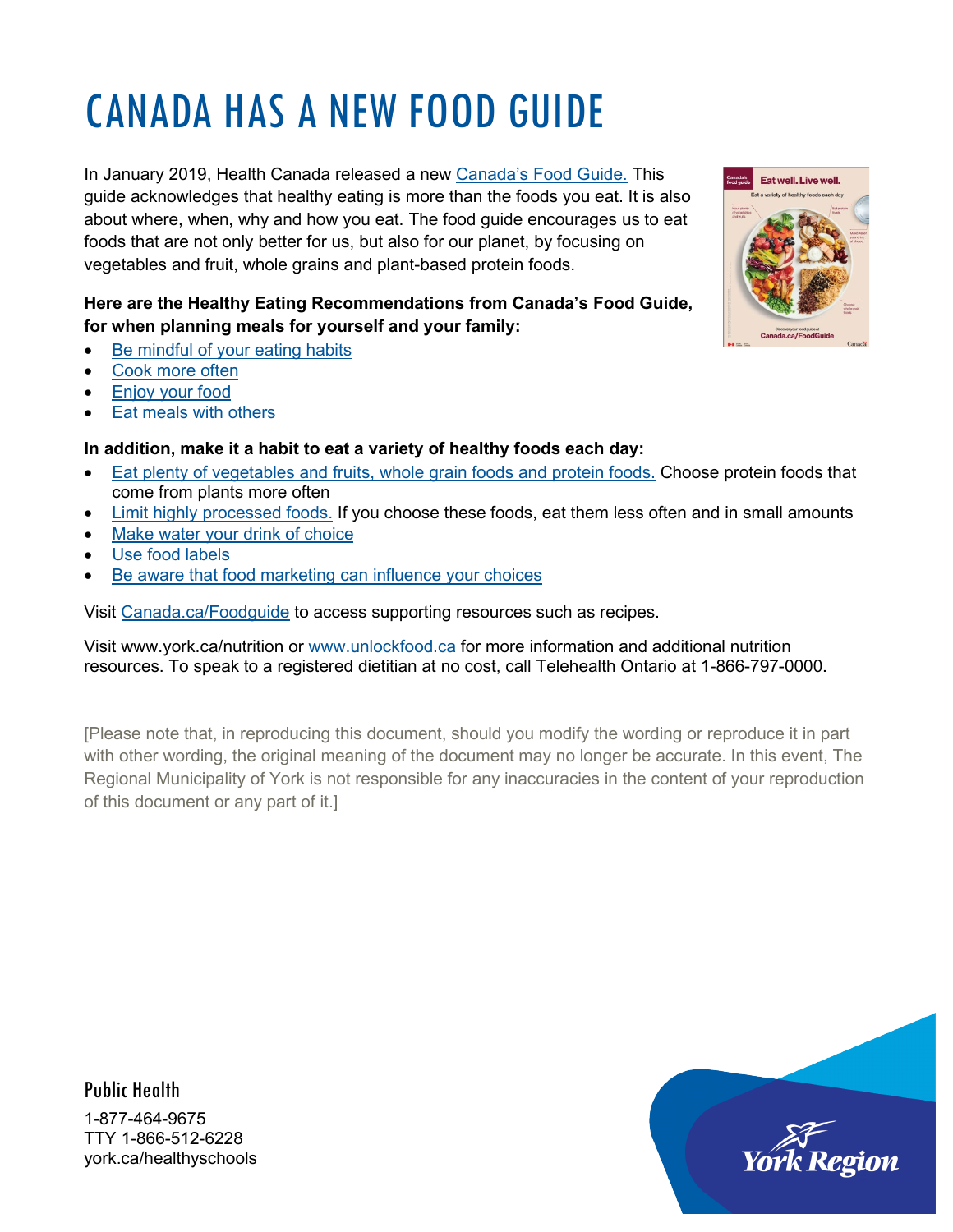# CANADA HAS A NEW FOOD GUIDE

In January 2019, Health Canada released a new Canada's Food Guide. This guide acknowledges that healthy eating is more than the foods you eat. It is also about where, when, why and how you eat. The food guide encourages us to eat foods that are not only better for us, but also for our planet, by focusing on vegetables and fruit, whole grains and plant-based protein foods.

**Here are the Healthy Eating Recommendations from Canada's Food Guide, for when planning meals for yourself and your family:**

- Be mindful of your eating habits
- Cook more often
- Enjoy your food
- Eat meals with others

**In addition, make it a habit to eat a variety of healthy foods each day:**

- Eat plenty of vegetables and fruits, whole grain foods and protein foods. Choose protein foods that come from plants more often
- Limit highly processed foods. If you choose these foods, eat them less often and in small amounts
- Make water your drink of choice
- Use food labels
- Be aware that food marketing can influence your choices

Visit Canada.ca/Foodguide to access supporting resources such as recipes.

Visit www.york.ca/nutrition or www.unlockfood.ca for more information and additional nutrition resources. To speak to a registered dietitian at no cost, call Telehealth Ontario at 1-866-797-0000.

[Please note that, in reproducing this document, should you modify the wording or reproduce it in part with other wording, the original meaning of the document may no longer be accurate. In this event, The Regional Municipality of York is not responsible for any inaccuracies in the content of your reproduction of this document or any part of it.]

Public Health

1-877-464-9675
TTY 1-866-512-6228
york.ca/healthyschools

York Region